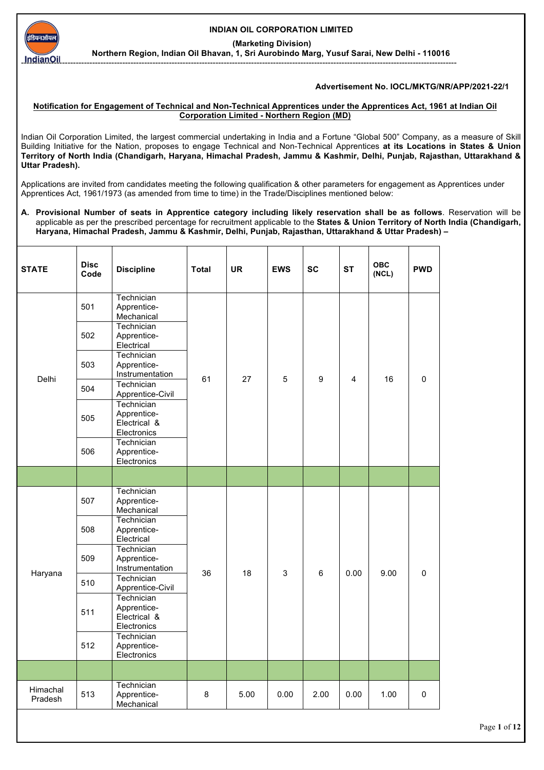**INDIAN OIL CORPORATION LIMITED**

**(Marketing Division)**

**Northern Region, Indian Oil Bhavan, 1, Sri Aurobindo Marg, Yusuf Sarai, New Delhi - 110016**

**Advertisement No. IOCL/MKTG/NR/APP/2021-22/1**

## Notification for Engagement of Technical and Non-Technical Apprentices under the Apprentices Act, 1961 at Indian Oil Corporation Limited - Northern Region (MD)

Indian Oil Corporation Limited, the largest commercial undertaking in India and a Fortune "Global 500" Company, as a measure of Skill Building Initiative for the Nation, proposes to engage Technical and Non-Technical Apprentices **at its Locations in States & Union Territory of North India (Chandigarh, Haryana, Himachal Pradesh, Jammu & Kashmir, Delhi, Punjab, Rajasthan, Uttarakhand & Uttar Pradesh).**

Applications are invited from candidates meeting the following qualification & other parameters for engagement as Apprentices under Apprentices Act, 1961/1973 (as amended from time to time) in the Trade/Disciplines mentioned below:

**A. Provisional Number of seats in Apprentice category including likely reservation shall be as follows**. Reservation will be applicable as per the prescribed percentage for recruitment applicable to the **States & Union Territory of North India (Chandigarh, Haryana, Himachal Pradesh, Jammu & Kashmir, Delhi, Punjab, Rajasthan, Uttarakhand & Uttar Pradesh) –**

| STATE | Disc Code | Discipline | Total | UR | EWS | SC | ST | OBC (NCL) | PWD |
|---|---|---|---|---|---|---|---|---|---|
| Delhi | 501 | Technician Apprentice-Mechanical | 61 | 27 | 5 | 9 | 4 | 16 | 0 |
| | 502 | Technician Apprentice-Electrical | | | | | | | |
| | 503 | Technician Apprentice-Instrumentation | | | | | | | |
| | 504 | Technician Apprentice-Civil | | | | | | | |
| | 505 | Technician Apprentice-Electrical & Electronics | | | | | | | |
| | 506 | Technician Apprentice-Electronics | | | | | | | |
| | | | | | | | | | |
| Haryana | 507 | Technician Apprentice-Mechanical | 36 | 18 | 3 | 6 | 0.00 | 9.00 | 0 |
| | 508 | Technician Apprentice-Electrical | | | | | | | |
| | 509 | Technician Apprentice-Instrumentation | | | | | | | |
| | 510 | Technician Apprentice-Civil | | | | | | | |
| | 511 | Technician Apprentice-Electrical & Electronics | | | | | | | |
| | 512 | Technician Apprentice-Electronics | | | | | | | |
| | | | | | | | | | |
| Himachal Pradesh | 513 | Technician Apprentice-Mechanical | 8 | 5.00 | 0.00 | 2.00 | 0.00 | 1.00 | 0 |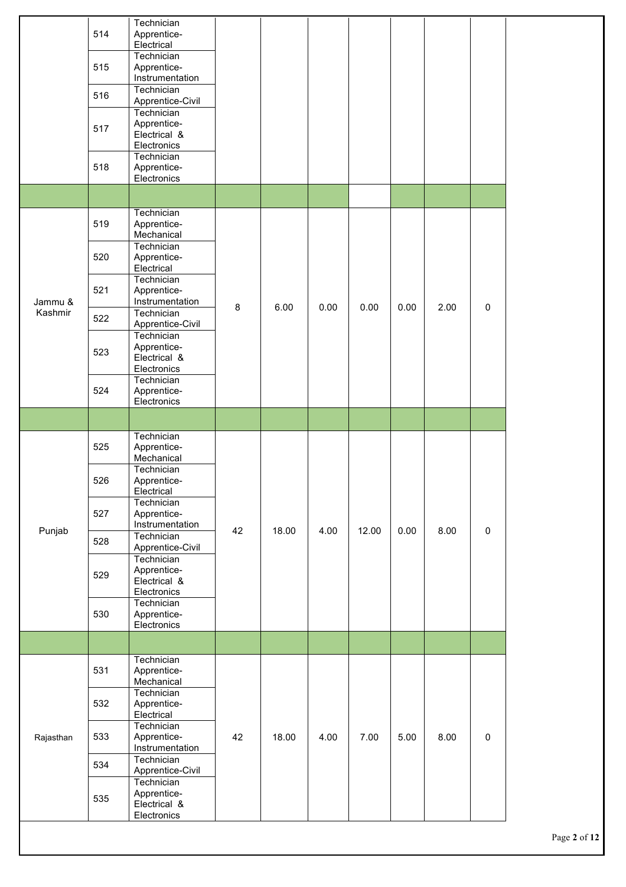| | | | | | | | | | |
|---|---|---|---|---|---|---|---|---|---|
| | 514 | Technician Apprentice-Electrical | | | | | | | |
| | 515 | Technician Apprentice-Instrumentation | | | | | | | |
| | 516 | Technician Apprentice-Civil | | | | | | | |
| | 517 | Technician Apprentice-Electrical & Electronics | | | | | | | |
| | 518 | Technician Apprentice-Electronics | | | | | | | |
| | | | | | | | | | |
| Jammu & Kashmir | 519 | Technician Apprentice-Mechanical | 8 | 6.00 | 0.00 | 0.00 | 0.00 | 2.00 | 0 |
| | 520 | Technician Apprentice-Electrical | | | | | | | |
| | 521 | Technician Apprentice-Instrumentation | | | | | | | |
| | 522 | Technician Apprentice-Civil | | | | | | | |
| | 523 | Technician Apprentice-Electrical & Electronics | | | | | | | |
| | 524 | Technician Apprentice-Electronics | | | | | | | |
| | | | | | | | | | |
| Punjab | 525 | Technician Apprentice-Mechanical | 42 | 18.00 | 4.00 | 12.00 | 0.00 | 8.00 | 0 |
| | 526 | Technician Apprentice-Electrical | | | | | | | |
| | 527 | Technician Apprentice-Instrumentation | | | | | | | |
| | 528 | Technician Apprentice-Civil | | | | | | | |
| | 529 | Technician Apprentice-Electrical & Electronics | | | | | | | |
| | 530 | Technician Apprentice-Electronics | | | | | | | |
| | | | | | | | | | |
| Rajasthan | 531 | Technician Apprentice-Mechanical | 42 | 18.00 | 4.00 | 7.00 | 5.00 | 8.00 | 0 |
| | 532 | Technician Apprentice-Electrical | | | | | | | |
| | 533 | Technician Apprentice-Instrumentation | | | | | | | |
| | 534 | Technician Apprentice-Civil | | | | | | | |
| | 535 | Technician Apprentice-Electrical & Electronics | | | | | | | |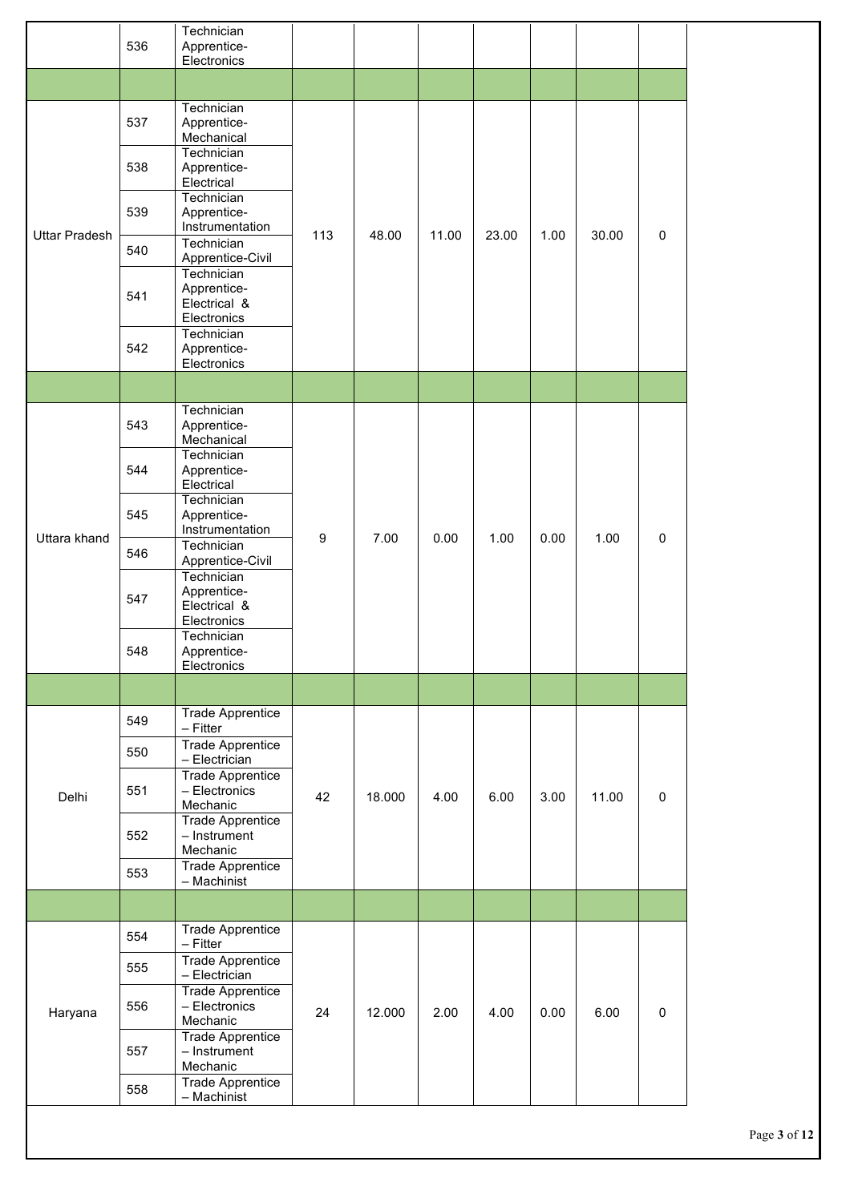| | | | | | | | | | |
|---|---|---|---|---|---|---|---|---|---|
| | 536 | Technician Apprentice-Electronics | | | | | | | |
| | | | | | | | | | |
| Uttar Pradesh | 537 | Technician Apprentice-Mechanical | 113 | 48.00 | 11.00 | 23.00 | 1.00 | 30.00 | 0 |
| | 538 | Technician Apprentice-Electrical | | | | | | | |
| | 539 | Technician Apprentice-Instrumentation | | | | | | | |
| | 540 | Technician Apprentice-Civil | | | | | | | |
| | 541 | Technician Apprentice-Electrical & Electronics | | | | | | | |
| | 542 | Technician Apprentice-Electronics | | | | | | | |
| | | | | | | | | | |
| Uttara khand | 543 | Technician Apprentice-Mechanical | 9 | 7.00 | 0.00 | 1.00 | 0.00 | 1.00 | 0 |
| | 544 | Technician Apprentice-Electrical | | | | | | | |
| | 545 | Technician Apprentice-Instrumentation | | | | | | | |
| | 546 | Technician Apprentice-Civil | | | | | | | |
| | 547 | Technician Apprentice-Electrical & Electronics | | | | | | | |
| | 548 | Technician Apprentice-Electronics | | | | | | | |
| | | | | | | | | | |
| Delhi | 549 | Trade Apprentice – Fitter | 42 | 18.000 | 4.00 | 6.00 | 3.00 | 11.00 | 0 |
| | 550 | Trade Apprentice – Electrician | | | | | | | |
| | 551 | Trade Apprentice – Electronics Mechanic | | | | | | | |
| | 552 | Trade Apprentice – Instrument Mechanic | | | | | | | |
| | 553 | Trade Apprentice – Machinist | | | | | | | |
| | | | | | | | | | |
| Haryana | 554 | Trade Apprentice – Fitter | 24 | 12.000 | 2.00 | 4.00 | 0.00 | 6.00 | 0 |
| | 555 | Trade Apprentice – Electrician | | | | | | | |
| | 556 | Trade Apprentice – Electronics Mechanic | | | | | | | |
| | 557 | Trade Apprentice – Instrument Mechanic | | | | | | | |
| | 558 | Trade Apprentice – Machinist | | | | | | | |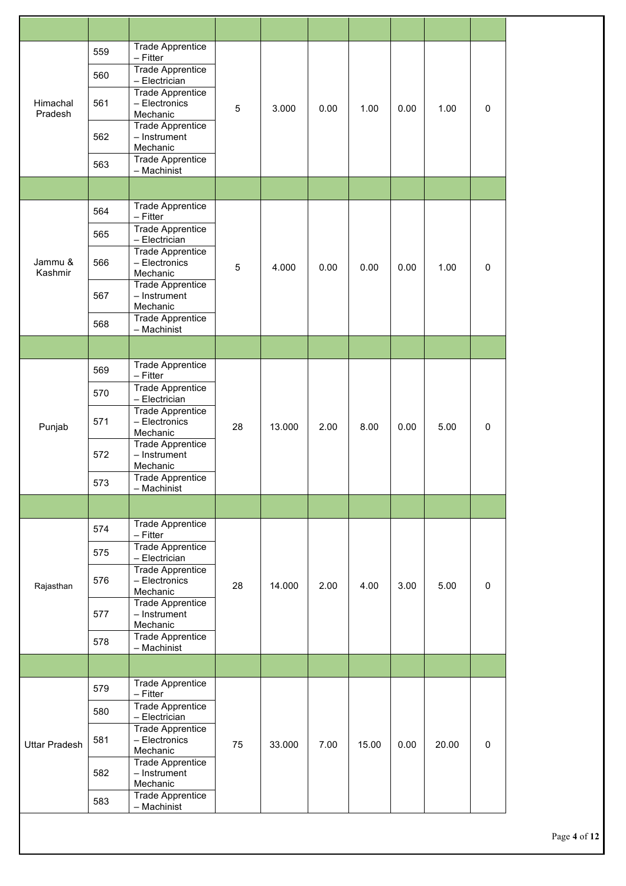| | | | | | | | | | |
|---|---|---|---|---|---|---|---|---|---|
| Himachal Pradesh | 559 | Trade Apprentice – Fitter | 5 | 3.000 | 0.00 | 1.00 | 0.00 | 1.00 | 0 |
| | 560 | Trade Apprentice – Electrician | | | | | | | |
| | 561 | Trade Apprentice – Electronics Mechanic | | | | | | | |
| | 562 | Trade Apprentice – Instrument Mechanic | | | | | | | |
| | 563 | Trade Apprentice – Machinist | | | | | | | |
| | | | | | | | | | |
| Jammu & Kashmir | 564 | Trade Apprentice – Fitter | 5 | 4.000 | 0.00 | 0.00 | 0.00 | 1.00 | 0 |
| | 565 | Trade Apprentice – Electrician | | | | | | | |
| | 566 | Trade Apprentice – Electronics Mechanic | | | | | | | |
| | 567 | Trade Apprentice – Instrument Mechanic | | | | | | | |
| | 568 | Trade Apprentice – Machinist | | | | | | | |
| | | | | | | | | | |
| Punjab | 569 | Trade Apprentice – Fitter | 28 | 13.000 | 2.00 | 8.00 | 0.00 | 5.00 | 0 |
| | 570 | Trade Apprentice – Electrician | | | | | | | |
| | 571 | Trade Apprentice – Electronics Mechanic | | | | | | | |
| | 572 | Trade Apprentice – Instrument Mechanic | | | | | | | |
| | 573 | Trade Apprentice – Machinist | | | | | | | |
| | | | | | | | | | |
| Rajasthan | 574 | Trade Apprentice – Fitter | 28 | 14.000 | 2.00 | 4.00 | 3.00 | 5.00 | 0 |
| | 575 | Trade Apprentice – Electrician | | | | | | | |
| | 576 | Trade Apprentice – Electronics Mechanic | | | | | | | |
| | 577 | Trade Apprentice – Instrument Mechanic | | | | | | | |
| | 578 | Trade Apprentice – Machinist | | | | | | | |
| | | | | | | | | | |
| Uttar Pradesh | 579 | Trade Apprentice – Fitter | 75 | 33.000 | 7.00 | 15.00 | 0.00 | 20.00 | 0 |
| | 580 | Trade Apprentice – Electrician | | | | | | | |
| | 581 | Trade Apprentice – Electronics Mechanic | | | | | | | |
| | 582 | Trade Apprentice – Instrument Mechanic | | | | | | | |
| | 583 | Trade Apprentice – Machinist | | | | | | | |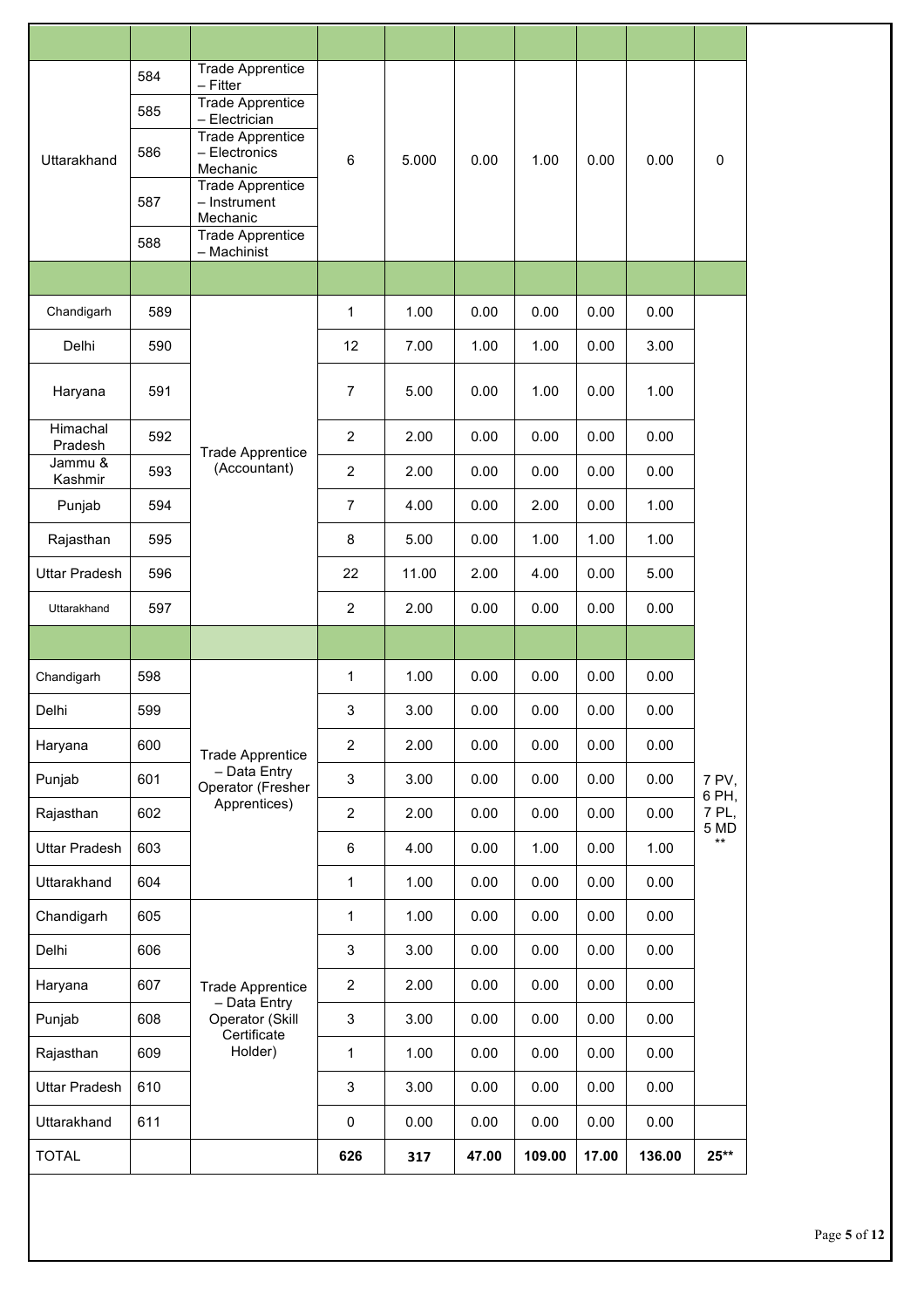| | | | | | | | | | |
|---|---|---|---|---|---|---|---|---|---|
| | | | | | | | | | |
| Uttarakhand | 584 | Trade Apprentice – Fitter | 6 | 5.000 | 0.00 | 1.00 | 0.00 | 0.00 | 0 |
| | 585 | Trade Apprentice – Electrician | | | | | | | |
| | 586 | Trade Apprentice – Electronics Mechanic | | | | | | | |
| | 587 | Trade Apprentice – Instrument Mechanic | | | | | | | |
| | 588 | Trade Apprentice – Machinist | | | | | | | |
| | | | | | | | | | |
| Chandigarh | 589 | Trade Apprentice (Accountant) | 1 | 1.00 | 0.00 | 0.00 | 0.00 | 0.00 | 7 PV, 6 PH, 7 PL, 5 MD ** |
| Delhi | 590 | | 12 | 7.00 | 1.00 | 1.00 | 0.00 | 3.00 | |
| Haryana | 591 | | 7 | 5.00 | 0.00 | 1.00 | 0.00 | 1.00 | |
| Himachal Pradesh | 592 | | 2 | 2.00 | 0.00 | 0.00 | 0.00 | 0.00 | |
| Jammu & Kashmir | 593 | | 2 | 2.00 | 0.00 | 0.00 | 0.00 | 0.00 | |
| Punjab | 594 | | 7 | 4.00 | 0.00 | 2.00 | 0.00 | 1.00 | |
| Rajasthan | 595 | | 8 | 5.00 | 0.00 | 1.00 | 1.00 | 1.00 | |
| Uttar Pradesh | 596 | | 22 | 11.00 | 2.00 | 4.00 | 0.00 | 5.00 | |
| Uttarakhand | 597 | | 2 | 2.00 | 0.00 | 0.00 | 0.00 | 0.00 | |
| | | | | | | | | | |
| Chandigarh | 598 | Trade Apprentice – Data Entry Operator (Fresher Apprentices) | 1 | 1.00 | 0.00 | 0.00 | 0.00 | 0.00 | |
| Delhi | 599 | | 3 | 3.00 | 0.00 | 0.00 | 0.00 | 0.00 | |
| Haryana | 600 | | 2 | 2.00 | 0.00 | 0.00 | 0.00 | 0.00 | |
| Punjab | 601 | | 3 | 3.00 | 0.00 | 0.00 | 0.00 | 0.00 | |
| Rajasthan | 602 | | 2 | 2.00 | 0.00 | 0.00 | 0.00 | 0.00 | |
| Uttar Pradesh | 603 | | 6 | 4.00 | 0.00 | 1.00 | 0.00 | 1.00 | |
| Uttarakhand | 604 | | 1 | 1.00 | 0.00 | 0.00 | 0.00 | 0.00 | |
| Chandigarh | 605 | Trade Apprentice – Data Entry Operator (Skill Certificate Holder) | 1 | 1.00 | 0.00 | 0.00 | 0.00 | 0.00 | |
| Delhi | 606 | | 3 | 3.00 | 0.00 | 0.00 | 0.00 | 0.00 | |
| Haryana | 607 | | 2 | 2.00 | 0.00 | 0.00 | 0.00 | 0.00 | |
| Punjab | 608 | | 3 | 3.00 | 0.00 | 0.00 | 0.00 | 0.00 | |
| Rajasthan | 609 | | 1 | 1.00 | 0.00 | 0.00 | 0.00 | 0.00 | |
| Uttar Pradesh | 610 | | 3 | 3.00 | 0.00 | 0.00 | 0.00 | 0.00 | |
| Uttarakhand | 611 | | 0 | 0.00 | 0.00 | 0.00 | 0.00 | 0.00 | |
| TOTAL | | | **626** | **317** | **47.00** | **109.00** | **17.00** | **136.00** | **25**** |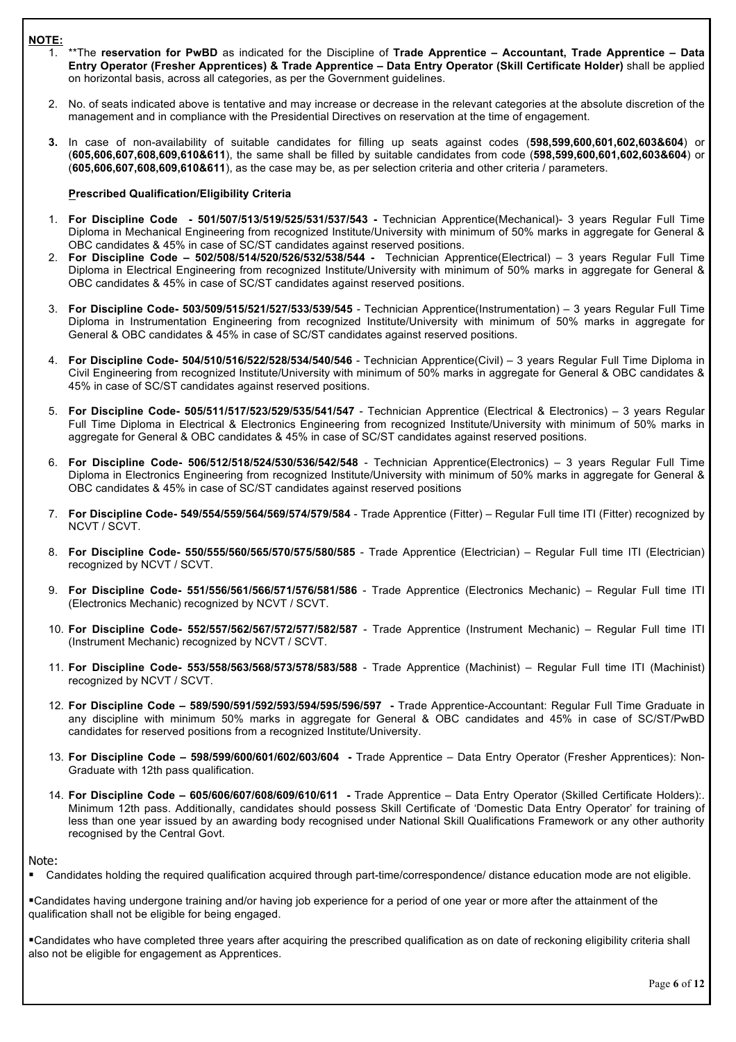**NOTE:**

1. **The **reservation for PwBD** as indicated for the Discipline of **Trade Apprentice – Accountant, Trade Apprentice – Data Entry Operator (Fresher Apprentices) & Trade Apprentice – Data Entry Operator (Skill Certificate Holder)** shall be applied on horizontal basis, across all categories, as per the Government guidelines.

2. No. of seats indicated above is tentative and may increase or decrease in the relevant categories at the absolute discretion of the management and in compliance with the Presidential Directives on reservation at the time of engagement.

3. In case of non-availability of suitable candidates for filling up seats against codes (**598,599,600,601,602,603&604**) or (**605,606,607,608,609,610&611**), the same shall be filled by suitable candidates from code (**598,599,600,601,602,603&604**) or (**605,606,607,608,609,610&611**), as the case may be, as per selection criteria and other criteria / parameters.

**Prescribed Qualification/Eligibility Criteria**

1. **For Discipline Code - 501/507/513/519/525/531/537/543 -** Technician Apprentice(Mechanical)- 3 years Regular Full Time Diploma in Mechanical Engineering from recognized Institute/University with minimum of 50% marks in aggregate for General & OBC candidates & 45% in case of SC/ST candidates against reserved positions.
2. **For Discipline Code – 502/508/514/520/526/532/538/544 -** Technician Apprentice(Electrical) – 3 years Regular Full Time Diploma in Electrical Engineering from recognized Institute/University with minimum of 50% marks in aggregate for General & OBC candidates & 45% in case of SC/ST candidates against reserved positions.
3. **For Discipline Code- 503/509/515/521/527/533/539/545** - Technician Apprentice(Instrumentation) – 3 years Regular Full Time Diploma in Instrumentation Engineering from recognized Institute/University with minimum of 50% marks in aggregate for General & OBC candidates & 45% in case of SC/ST candidates against reserved positions.
4. **For Discipline Code- 504/510/516/522/528/534/540/546** - Technician Apprentice(Civil) – 3 years Regular Full Time Diploma in Civil Engineering from recognized Institute/University with minimum of 50% marks in aggregate for General & OBC candidates & 45% in case of SC/ST candidates against reserved positions.
5. **For Discipline Code- 505/511/517/523/529/535/541/547** - Technician Apprentice (Electrical & Electronics) – 3 years Regular Full Time Diploma in Electrical & Electronics Engineering from recognized Institute/University with minimum of 50% marks in aggregate for General & OBC candidates & 45% in case of SC/ST candidates against reserved positions.
6. **For Discipline Code- 506/512/518/524/530/536/542/548** - Technician Apprentice(Electronics) – 3 years Regular Full Time Diploma in Electronics Engineering from recognized Institute/University with minimum of 50% marks in aggregate for General & OBC candidates & 45% in case of SC/ST candidates against reserved positions
7. **For Discipline Code- 549/554/559/564/569/574/579/584** - Trade Apprentice (Fitter) – Regular Full time ITI (Fitter) recognized by NCVT / SCVT.
8. **For Discipline Code- 550/555/560/565/570/575/580/585** - Trade Apprentice (Electrician) – Regular Full time ITI (Electrician) recognized by NCVT / SCVT.
9. **For Discipline Code- 551/556/561/566/571/576/581/586** - Trade Apprentice (Electronics Mechanic) – Regular Full time ITI (Electronics Mechanic) recognized by NCVT / SCVT.
10. **For Discipline Code- 552/557/562/567/572/577/582/587** - Trade Apprentice (Instrument Mechanic) – Regular Full time ITI (Instrument Mechanic) recognized by NCVT / SCVT.
11. **For Discipline Code- 553/558/563/568/573/578/583/588** - Trade Apprentice (Machinist) – Regular Full time ITI (Machinist) recognized by NCVT / SCVT.
12. **For Discipline Code – 589/590/591/592/593/594/595/596/597 -** Trade Apprentice-Accountant: Regular Full Time Graduate in any discipline with minimum 50% marks in aggregate for General & OBC candidates and 45% in case of SC/ST/PwBD candidates for reserved positions from a recognized Institute/University.
13. **For Discipline Code – 598/599/600/601/602/603/604 -** Trade Apprentice – Data Entry Operator (Fresher Apprentices): Non-Graduate with 12th pass qualification.
14. **For Discipline Code – 605/606/607/608/609/610/611 -** Trade Apprentice – Data Entry Operator (Skilled Certificate Holders):. Minimum 12th pass. Additionally, candidates should possess Skill Certificate of 'Domestic Data Entry Operator' for training of less than one year issued by an awarding body recognised under National Skill Qualifications Framework or any other authority recognised by the Central Govt.

Note:

- Candidates holding the required qualification acquired through part-time/correspondence/ distance education mode are not eligible.
- Candidates having undergone training and/or having job experience for a period of one year or more after the attainment of the qualification shall not be eligible for being engaged.
- Candidates who have completed three years after acquiring the prescribed qualification as on date of reckoning eligibility criteria shall also not be eligible for engagement as Apprentices.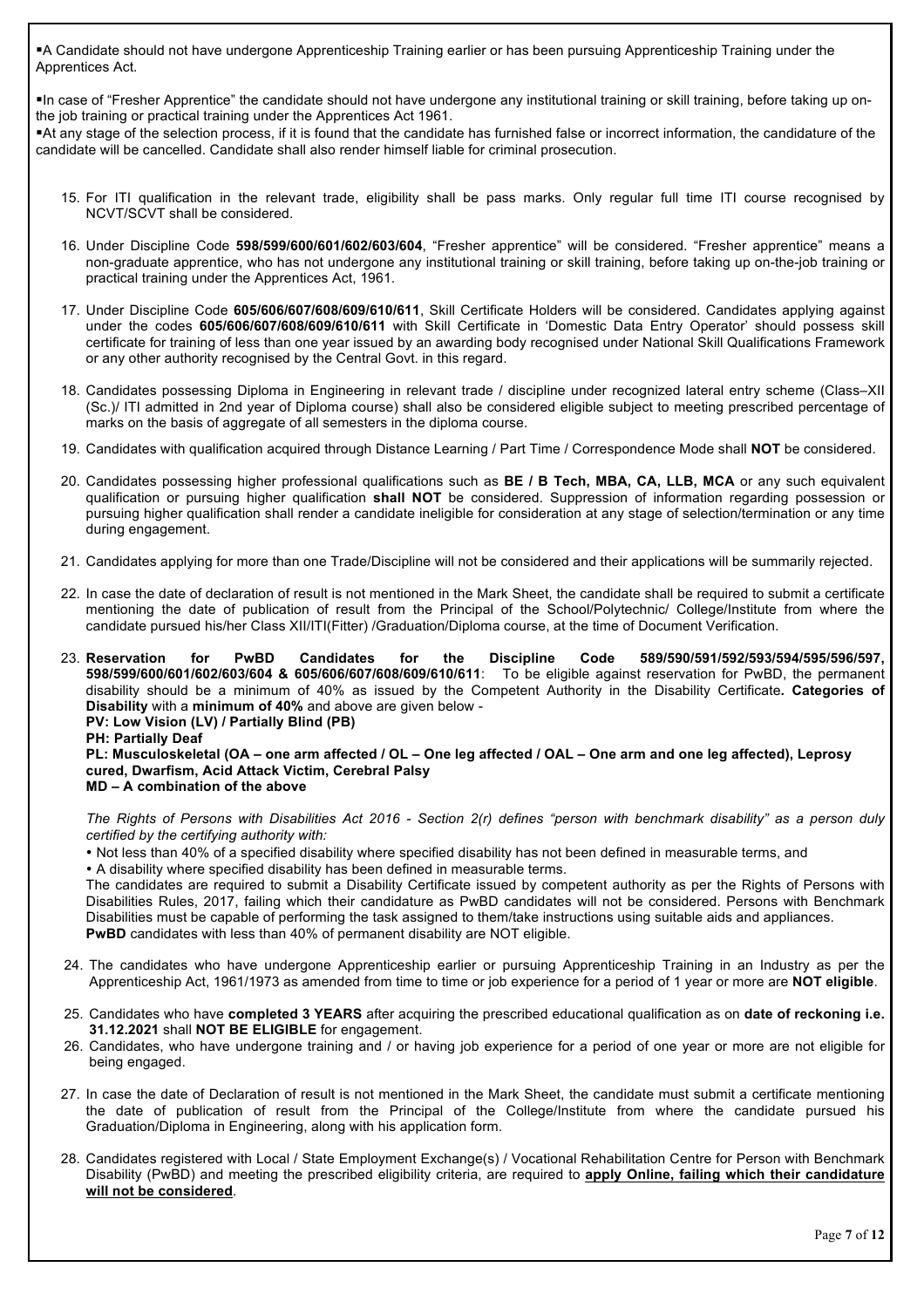- A Candidate should not have undergone Apprenticeship Training earlier or has been pursuing Apprenticeship Training under the Apprentices Act.
- In case of "Fresher Apprentice" the candidate should not have undergone any institutional training or skill training, before taking up on-the job training or practical training under the Apprentices Act 1961.
- At any stage of the selection process, if it is found that the candidate has furnished false or incorrect information, the candidature of the candidate will be cancelled. Candidate shall also render himself liable for criminal prosecution.

15. For ITI qualification in the relevant trade, eligibility shall be pass marks. Only regular full time ITI course recognised by NCVT/SCVT shall be considered.

16. Under Discipline Code **598/599/600/601/602/603/604**, "Fresher apprentice" will be considered. "Fresher apprentice" means a non-graduate apprentice, who has not undergone any institutional training or skill training, before taking up on-the-job training or practical training under the Apprentices Act, 1961.

17. Under Discipline Code **605/606/607/608/609/610/611**, Skill Certificate Holders will be considered. Candidates applying against under the codes **605/606/607/608/609/610/611** with Skill Certificate in 'Domestic Data Entry Operator' should possess skill certificate for training of less than one year issued by an awarding body recognised under National Skill Qualifications Framework or any other authority recognised by the Central Govt. in this regard.

18. Candidates possessing Diploma in Engineering in relevant trade / discipline under recognized lateral entry scheme (Class–XII (Sc.)/ ITI admitted in 2nd year of Diploma course) shall also be considered eligible subject to meeting prescribed percentage of marks on the basis of aggregate of all semesters in the diploma course.

19. Candidates with qualification acquired through Distance Learning / Part Time / Correspondence Mode shall **NOT** be considered.

20. Candidates possessing higher professional qualifications such as **BE / B Tech, MBA, CA, LLB, MCA** or any such equivalent qualification or pursuing higher qualification **shall NOT** be considered. Suppression of information regarding possession or pursuing higher qualification shall render a candidate ineligible for consideration at any stage of selection/termination or any time during engagement.

21. Candidates applying for more than one Trade/Discipline will not be considered and their applications will be summarily rejected.

22. In case the date of declaration of result is not mentioned in the Mark Sheet, the candidate shall be required to submit a certificate mentioning the date of publication of result from the Principal of the School/Polytechnic/ College/Institute from where the candidate pursued his/her Class XII/ITI(Fitter) /Graduation/Diploma course, at the time of Document Verification.

23. **Reservation for PwBD Candidates for the Discipline Code 589/590/591/592/593/594/595/596/597, 598/599/600/601/602/603/604 & 605/606/607/608/609/610/611**: To be eligible against reservation for PwBD, the permanent disability should be a minimum of 40% as issued by the Competent Authority in the Disability Certificate**. Categories of Disability** with a **minimum of 40%** and above are given below -
    **PV: Low Vision (LV) / Partially Blind (PB)**
    **PH: Partially Deaf**
    **PL: Musculoskeletal (OA – one arm affected / OL – One leg affected / OAL – One arm and one leg affected), Leprosy cured, Dwarfism, Acid Attack Victim, Cerebral Palsy**
    **MD – A combination of the above**

    *The Rights of Persons with Disabilities Act 2016 - Section 2(r) defines "person with benchmark disability" as a person duly certified by the certifying authority with:*
    - Not less than 40% of a specified disability where specified disability has not been defined in measurable terms, and
    - A disability where specified disability has been defined in measurable terms.

    The candidates are required to submit a Disability Certificate issued by competent authority as per the Rights of Persons with Disabilities Rules, 2017, failing which their candidature as PwBD candidates will not be considered. Persons with Benchmark Disabilities must be capable of performing the task assigned to them/take instructions using suitable aids and appliances.
    **PwBD** candidates with less than 40% of permanent disability are NOT eligible.

24. The candidates who have undergone Apprenticeship earlier or pursuing Apprenticeship Training in an Industry as per the Apprenticeship Act, 1961/1973 as amended from time to time or job experience for a period of 1 year or more are **NOT eligible**.

25. Candidates who have **completed 3 YEARS** after acquiring the prescribed educational qualification as on **date of reckoning i.e. 31.12.2021** shall **NOT BE ELIGIBLE** for engagement.

26. Candidates, who have undergone training and / or having job experience for a period of one year or more are not eligible for being engaged.

27. In case the date of Declaration of result is not mentioned in the Mark Sheet, the candidate must submit a certificate mentioning the date of publication of result from the Principal of the College/Institute from where the candidate pursued his Graduation/Diploma in Engineering, along with his application form.

28. Candidates registered with Local / State Employment Exchange(s) / Vocational Rehabilitation Centre for Person with Benchmark Disability (PwBD) and meeting the prescribed eligibility criteria, are required to **apply Online, failing which their candidature will not be considered**.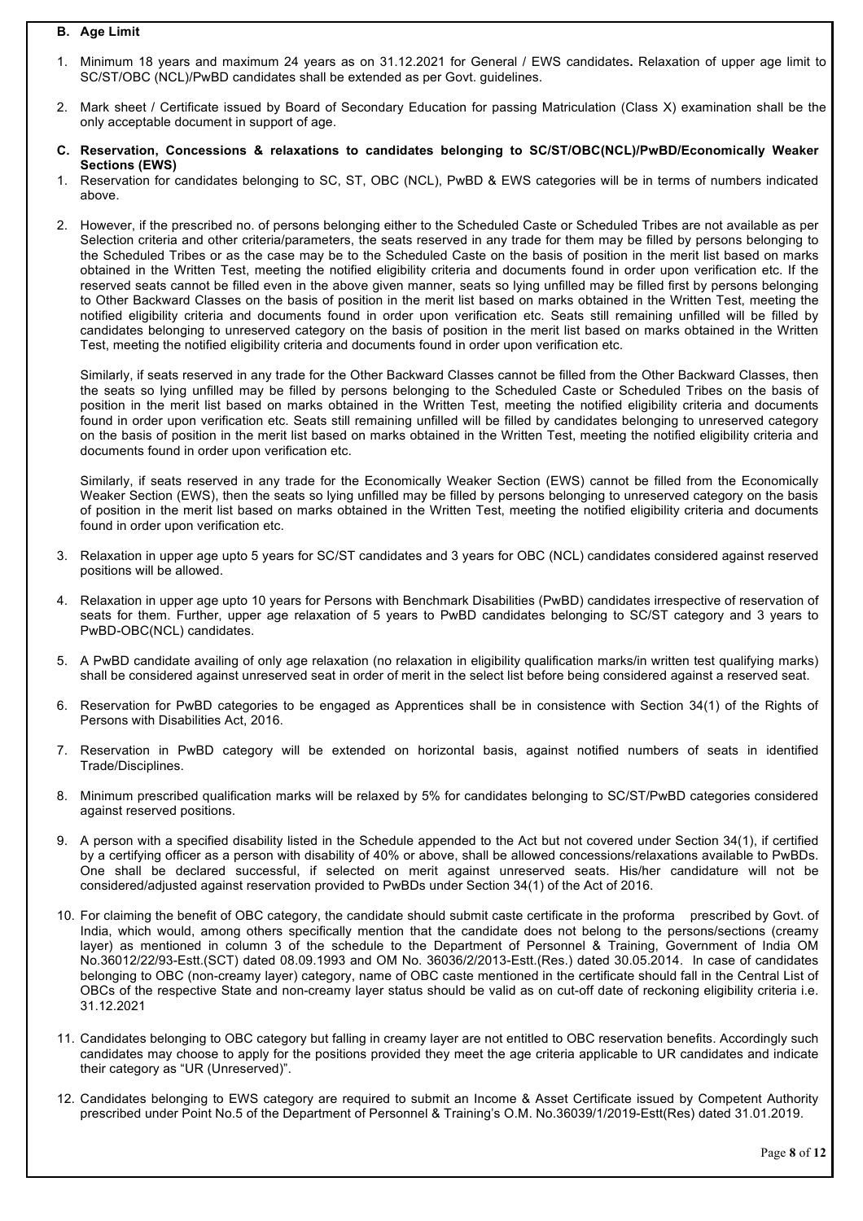## B. Age Limit

1. Minimum 18 years and maximum 24 years as on 31.12.2021 for General / EWS candidates**.** Relaxation of upper age limit to SC/ST/OBC (NCL)/PwBD candidates shall be extended as per Govt. guidelines.

2. Mark sheet / Certificate issued by Board of Secondary Education for passing Matriculation (Class X) examination shall be the only acceptable document in support of age.

## C. Reservation, Concessions & relaxations to candidates belonging to SC/ST/OBC(NCL)/PwBD/Economically Weaker Sections (EWS)

1. Reservation for candidates belonging to SC, ST, OBC (NCL), PwBD & EWS categories will be in terms of numbers indicated above.

2. However, if the prescribed no. of persons belonging either to the Scheduled Caste or Scheduled Tribes are not available as per Selection criteria and other criteria/parameters, the seats reserved in any trade for them may be filled by persons belonging to the Scheduled Tribes or as the case may be to the Scheduled Caste on the basis of position in the merit list based on marks obtained in the Written Test, meeting the notified eligibility criteria and documents found in order upon verification etc. If the reserved seats cannot be filled even in the above given manner, seats so lying unfilled may be filled first by persons belonging to Other Backward Classes on the basis of position in the merit list based on marks obtained in the Written Test, meeting the notified eligibility criteria and documents found in order upon verification etc. Seats still remaining unfilled will be filled by candidates belonging to unreserved category on the basis of position in the merit list based on marks obtained in the Written Test, meeting the notified eligibility criteria and documents found in order upon verification etc.

   Similarly, if seats reserved in any trade for the Other Backward Classes cannot be filled from the Other Backward Classes, then the seats so lying unfilled may be filled by persons belonging to the Scheduled Caste or Scheduled Tribes on the basis of position in the merit list based on marks obtained in the Written Test, meeting the notified eligibility criteria and documents found in order upon verification etc. Seats still remaining unfilled will be filled by candidates belonging to unreserved category on the basis of position in the merit list based on marks obtained in the Written Test, meeting the notified eligibility criteria and documents found in order upon verification etc.

   Similarly, if seats reserved in any trade for the Economically Weaker Section (EWS) cannot be filled from the Economically Weaker Section (EWS), then the seats so lying unfilled may be filled by persons belonging to unreserved category on the basis of position in the merit list based on marks obtained in the Written Test, meeting the notified eligibility criteria and documents found in order upon verification etc.

3. Relaxation in upper age upto 5 years for SC/ST candidates and 3 years for OBC (NCL) candidates considered against reserved positions will be allowed.

4. Relaxation in upper age upto 10 years for Persons with Benchmark Disabilities (PwBD) candidates irrespective of reservation of seats for them. Further, upper age relaxation of 5 years to PwBD candidates belonging to SC/ST category and 3 years to PwBD-OBC(NCL) candidates.

5. A PwBD candidate availing of only age relaxation (no relaxation in eligibility qualification marks/in written test qualifying marks) shall be considered against unreserved seat in order of merit in the select list before being considered against a reserved seat.

6. Reservation for PwBD categories to be engaged as Apprentices shall be in consistence with Section 34(1) of the Rights of Persons with Disabilities Act, 2016.

7. Reservation in PwBD category will be extended on horizontal basis, against notified numbers of seats in identified Trade/Disciplines.

8. Minimum prescribed qualification marks will be relaxed by 5% for candidates belonging to SC/ST/PwBD categories considered against reserved positions.

9. A person with a specified disability listed in the Schedule appended to the Act but not covered under Section 34(1), if certified by a certifying officer as a person with disability of 40% or above, shall be allowed concessions/relaxations available to PwBDs. One shall be declared successful, if selected on merit against unreserved seats. His/her candidature will not be considered/adjusted against reservation provided to PwBDs under Section 34(1) of the Act of 2016.

10. For claiming the benefit of OBC category, the candidate should submit caste certificate in the proforma prescribed by Govt. of India, which would, among others specifically mention that the candidate does not belong to the persons/sections (creamy layer) as mentioned in column 3 of the schedule to the Department of Personnel & Training, Government of India OM No.36012/22/93-Estt.(SCT) dated 08.09.1993 and OM No. 36036/2/2013-Estt.(Res.) dated 30.05.2014. In case of candidates belonging to OBC (non-creamy layer) category, name of OBC caste mentioned in the certificate should fall in the Central List of OBCs of the respective State and non-creamy layer status should be valid as on cut-off date of reckoning eligibility criteria i.e. 31.12.2021

11. Candidates belonging to OBC category but falling in creamy layer are not entitled to OBC reservation benefits. Accordingly such candidates may choose to apply for the positions provided they meet the age criteria applicable to UR candidates and indicate their category as "UR (Unreserved)".

12. Candidates belonging to EWS category are required to submit an Income & Asset Certificate issued by Competent Authority prescribed under Point No.5 of the Department of Personnel & Training's O.M. No.36039/1/2019-Estt(Res) dated 31.01.2019.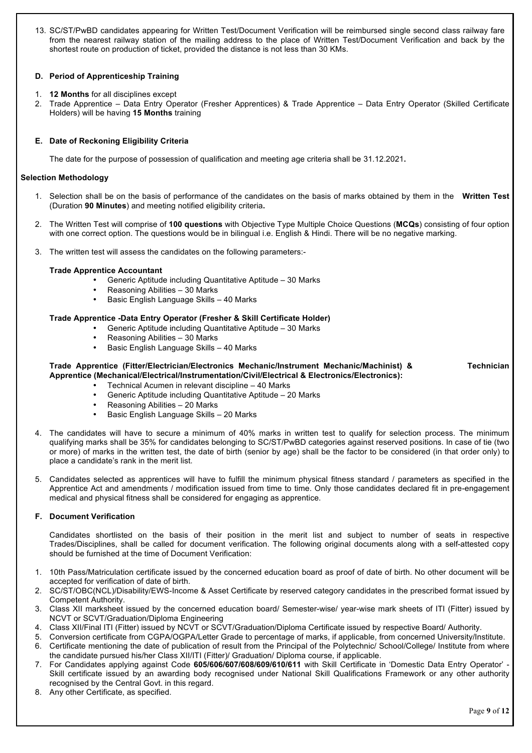13. SC/ST/PwBD candidates appearing for Written Test/Document Verification will be reimbursed single second class railway fare from the nearest railway station of the mailing address to the place of Written Test/Document Verification and back by the shortest route on production of ticket, provided the distance is not less than 30 KMs.

### D. Period of Apprenticeship Training

1. **12 Months** for all disciplines except
2. Trade Apprentice – Data Entry Operator (Fresher Apprentices) & Trade Apprentice – Data Entry Operator (Skilled Certificate Holders) will be having **15 Months** training

### E. Date of Reckoning Eligibility Criteria

The date for the purpose of possession of qualification and meeting age criteria shall be 31.12.2021**.**

### Selection Methodology

1. Selection shall be on the basis of performance of the candidates on the basis of marks obtained by them in the **Written Test** (Duration **90 Minutes**) and meeting notified eligibility criteria**.**

2. The Written Test will comprise of **100 questions** with Objective Type Multiple Choice Questions (**MCQs**) consisting of four option with one correct option. The questions would be in bilingual i.e. English & Hindi. There will be no negative marking.

3. The written test will assess the candidates on the following parameters:-

   **Trade Apprentice Accountant**
   - Generic Aptitude including Quantitative Aptitude – 30 Marks
   - Reasoning Abilities – 30 Marks
   - Basic English Language Skills – 40 Marks

   **Trade Apprentice -Data Entry Operator (Fresher & Skill Certificate Holder)**
   - Generic Aptitude including Quantitative Aptitude – 30 Marks
   - Reasoning Abilities – 30 Marks
   - Basic English Language Skills – 40 Marks

   **Trade Apprentice (Fitter/Electrician/Electronics Mechanic/Instrument Mechanic/Machinist) & Technician Apprentice (Mechanical/Electrical/Instrumentation/Civil/Electrical & Electronics/Electronics):**
   - Technical Acumen in relevant discipline – 40 Marks
   - Generic Aptitude including Quantitative Aptitude – 20 Marks
   - Reasoning Abilities – 20 Marks
   - Basic English Language Skills – 20 Marks

4. The candidates will have to secure a minimum of 40% marks in written test to qualify for selection process. The minimum qualifying marks shall be 35% for candidates belonging to SC/ST/PwBD categories against reserved positions. In case of tie (two or more) of marks in the written test, the date of birth (senior by age) shall be the factor to be considered (in that order only) to place a candidate's rank in the merit list.

5. Candidates selected as apprentices will have to fulfill the minimum physical fitness standard / parameters as specified in the Apprentice Act and amendments / modification issued from time to time. Only those candidates declared fit in pre-engagement medical and physical fitness shall be considered for engaging as apprentice.

### F. Document Verification

Candidates shortlisted on the basis of their position in the merit list and subject to number of seats in respective Trades/Disciplines, shall be called for document verification. The following original documents along with a self-attested copy should be furnished at the time of Document Verification:

1. 10th Pass/Matriculation certificate issued by the concerned education board as proof of date of birth. No other document will be accepted for verification of date of birth.
2. SC/ST/OBC(NCL)/Disability/EWS-Income & Asset Certificate by reserved category candidates in the prescribed format issued by Competent Authority.
3. Class XII marksheet issued by the concerned education board/ Semester-wise/ year-wise mark sheets of ITI (Fitter) issued by NCVT or SCVT/Graduation/Diploma Engineering
4. Class XII/Final ITI (Fitter) issued by NCVT or SCVT/Graduation/Diploma Certificate issued by respective Board/ Authority.
5. Conversion certificate from CGPA/OGPA/Letter Grade to percentage of marks, if applicable, from concerned University/Institute.
6. Certificate mentioning the date of publication of result from the Principal of the Polytechnic/ School/College/ Institute from where the candidate pursued his/her Class XII/ITI (Fitter)/ Graduation/ Diploma course, if applicable.
7. For Candidates applying against Code **605/606/607/608/609/610/611** with Skill Certificate in 'Domestic Data Entry Operator' - Skill certificate issued by an awarding body recognised under National Skill Qualifications Framework or any other authority recognised by the Central Govt. in this regard.
8. Any other Certificate, as specified.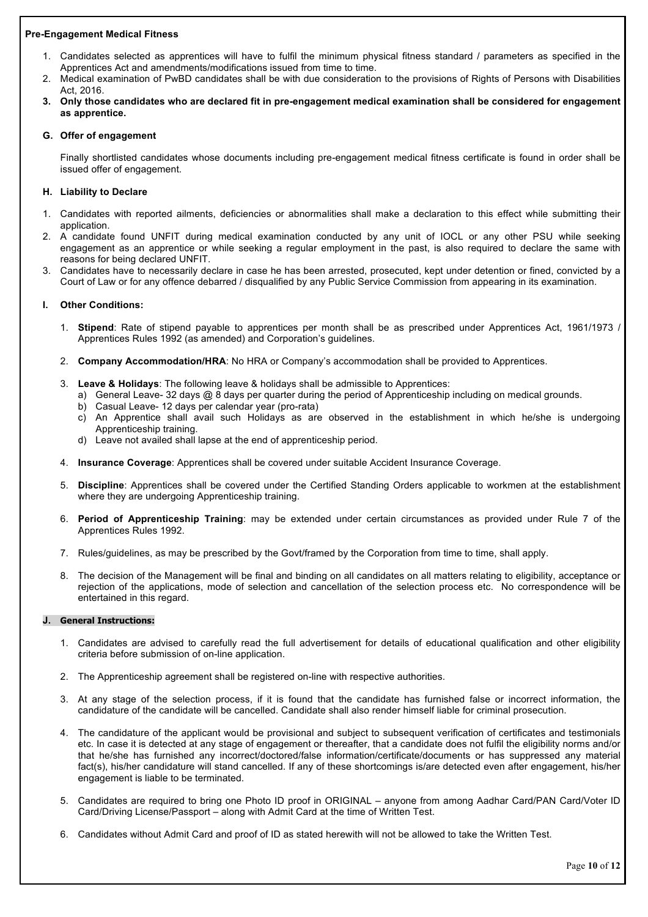**Pre-Engagement Medical Fitness**

1. Candidates selected as apprentices will have to fulfil the minimum physical fitness standard / parameters as specified in the Apprentices Act and amendments/modifications issued from time to time.
2. Medical examination of PwBD candidates shall be with due consideration to the provisions of Rights of Persons with Disabilities Act, 2016.
3. **Only those candidates who are declared fit in pre-engagement medical examination shall be considered for engagement as apprentice.**

### G. Offer of engagement

Finally shortlisted candidates whose documents including pre-engagement medical fitness certificate is found in order shall be issued offer of engagement.

### H. Liability to Declare

1. Candidates with reported ailments, deficiencies or abnormalities shall make a declaration to this effect while submitting their application.
2. A candidate found UNFIT during medical examination conducted by any unit of IOCL or any other PSU while seeking engagement as an apprentice or while seeking a regular employment in the past, is also required to declare the same with reasons for being declared UNFIT.
3. Candidates have to necessarily declare in case he has been arrested, prosecuted, kept under detention or fined, convicted by a Court of Law or for any offence debarred / disqualified by any Public Service Commission from appearing in its examination.

### I. Other Conditions:

1. **Stipend**: Rate of stipend payable to apprentices per month shall be as prescribed under Apprentices Act, 1961/1973 / Apprentices Rules 1992 (as amended) and Corporation's guidelines.

2. **Company Accommodation/HRA**: No HRA or Company's accommodation shall be provided to Apprentices.

3. **Leave & Holidays**: The following leave & holidays shall be admissible to Apprentices:
   a) General Leave- 32 days @ 8 days per quarter during the period of Apprenticeship including on medical grounds.
   b) Casual Leave- 12 days per calendar year (pro-rata)
   c) An Apprentice shall avail such Holidays as are observed in the establishment in which he/she is undergoing Apprenticeship training.
   d) Leave not availed shall lapse at the end of apprenticeship period.

4. **Insurance Coverage**: Apprentices shall be covered under suitable Accident Insurance Coverage.

5. **Discipline**: Apprentices shall be covered under the Certified Standing Orders applicable to workmen at the establishment where they are undergoing Apprenticeship training.

6. **Period of Apprenticeship Training**: may be extended under certain circumstances as provided under Rule 7 of the Apprentices Rules 1992.

7. Rules/guidelines, as may be prescribed by the Govt/framed by the Corporation from time to time, shall apply.

8. The decision of the Management will be final and binding on all candidates on all matters relating to eligibility, acceptance or rejection of the applications, mode of selection and cancellation of the selection process etc. No correspondence will be entertained in this regard.

### J. General Instructions:

1. Candidates are advised to carefully read the full advertisement for details of educational qualification and other eligibility criteria before submission of on-line application.

2. The Apprenticeship agreement shall be registered on-line with respective authorities.

3. At any stage of the selection process, if it is found that the candidate has furnished false or incorrect information, the candidature of the candidate will be cancelled. Candidate shall also render himself liable for criminal prosecution.

4. The candidature of the applicant would be provisional and subject to subsequent verification of certificates and testimonials etc. In case it is detected at any stage of engagement or thereafter, that a candidate does not fulfil the eligibility norms and/or that he/she has furnished any incorrect/doctored/false information/certificate/documents or has suppressed any material fact(s), his/her candidature will stand cancelled. If any of these shortcomings is/are detected even after engagement, his/her engagement is liable to be terminated.

5. Candidates are required to bring one Photo ID proof in ORIGINAL – anyone from among Aadhar Card/PAN Card/Voter ID Card/Driving License/Passport – along with Admit Card at the time of Written Test.

6. Candidates without Admit Card and proof of ID as stated herewith will not be allowed to take the Written Test.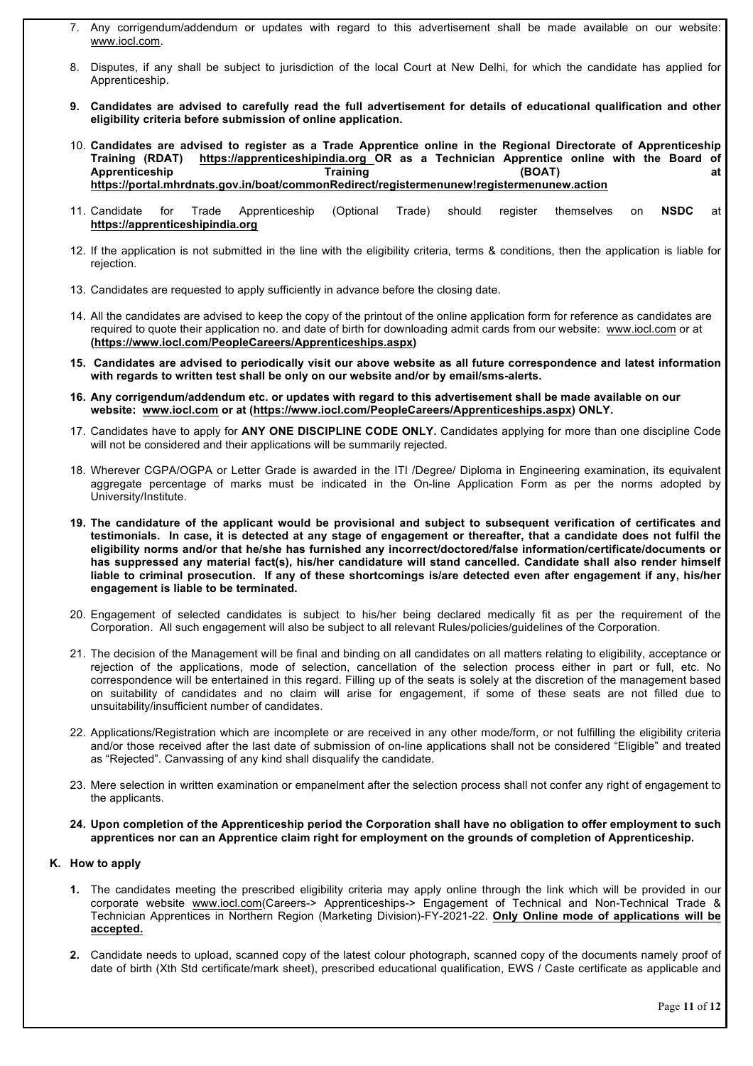7. Any corrigendum/addendum or updates with regard to this advertisement shall be made available on our website: www.iocl.com.

8. Disputes, if any shall be subject to jurisdiction of the local Court at New Delhi, for which the candidate has applied for Apprenticeship.

9. **Candidates are advised to carefully read the full advertisement for details of educational qualification and other eligibility criteria before submission of online application.**

10. **Candidates are advised to register as a Trade Apprentice online in the Regional Directorate of Apprenticeship Training (RDAT) https://apprenticeshipindia.org OR as a Technician Apprentice online with the Board of Apprenticeship Training (BOAT) at https://portal.mhrdnats.gov.in/boat/commonRedirect/registermenunew!registermenunew.action**

11. Candidate for Trade Apprenticeship (Optional Trade) should register themselves on **NSDC** at **https://apprenticeshipindia.org**

12. If the application is not submitted in the line with the eligibility criteria, terms & conditions, then the application is liable for rejection.

13. Candidates are requested to apply sufficiently in advance before the closing date.

14. All the candidates are advised to keep the copy of the printout of the online application form for reference as candidates are required to quote their application no. and date of birth for downloading admit cards from our website: www.iocl.com or at **(https://www.iocl.com/PeopleCareers/Apprenticeships.aspx)**

15. **Candidates are advised to periodically visit our above website as all future correspondence and latest information with regards to written test shall be only on our website and/or by email/sms-alerts.**

16. **Any corrigendum/addendum etc. or updates with regard to this advertisement shall be made available on our website: www.iocl.com or at (https://www.iocl.com/PeopleCareers/Apprenticeships.aspx) ONLY.**

17. Candidates have to apply for **ANY ONE DISCIPLINE CODE ONLY.** Candidates applying for more than one discipline Code will not be considered and their applications will be summarily rejected.

18. Wherever CGPA/OGPA or Letter Grade is awarded in the ITI /Degree/ Diploma in Engineering examination, its equivalent aggregate percentage of marks must be indicated in the On-line Application Form as per the norms adopted by University/Institute.

19. **The candidature of the applicant would be provisional and subject to subsequent verification of certificates and testimonials. In case, it is detected at any stage of engagement or thereafter, that a candidate does not fulfil the eligibility norms and/or that he/she has furnished any incorrect/doctored/false information/certificate/documents or has suppressed any material fact(s), his/her candidature will stand cancelled. Candidate shall also render himself liable to criminal prosecution. If any of these shortcomings is/are detected even after engagement if any, his/her engagement is liable to be terminated.**

20. Engagement of selected candidates is subject to his/her being declared medically fit as per the requirement of the Corporation. All such engagement will also be subject to all relevant Rules/policies/guidelines of the Corporation.

21. The decision of the Management will be final and binding on all candidates on all matters relating to eligibility, acceptance or rejection of the applications, mode of selection, cancellation of the selection process either in part or full, etc. No correspondence will be entertained in this regard. Filling up of the seats is solely at the discretion of the management based on suitability of candidates and no claim will arise for engagement, if some of these seats are not filled due to unsuitability/insufficient number of candidates.

22. Applications/Registration which are incomplete or are received in any other mode/form, or not fulfilling the eligibility criteria and/or those received after the last date of submission of on-line applications shall not be considered "Eligible" and treated as "Rejected". Canvassing of any kind shall disqualify the candidate.

23. Mere selection in written examination or empanelment after the selection process shall not confer any right of engagement to the applicants.

24. **Upon completion of the Apprenticeship period the Corporation shall have no obligation to offer employment to such apprentices nor can an Apprentice claim right for employment on the grounds of completion of Apprenticeship.**

## K. How to apply

1. The candidates meeting the prescribed eligibility criteria may apply online through the link which will be provided in our corporate website www.iocl.com(Careers-> Apprenticeships-> Engagement of Technical and Non-Technical Trade & Technician Apprentices in Northern Region (Marketing Division)-FY-2021-22. **Only Online mode of applications will be accepted.**

2. Candidate needs to upload, scanned copy of the latest colour photograph, scanned copy of the documents namely proof of date of birth (Xth Std certificate/mark sheet), prescribed educational qualification, EWS / Caste certificate as applicable and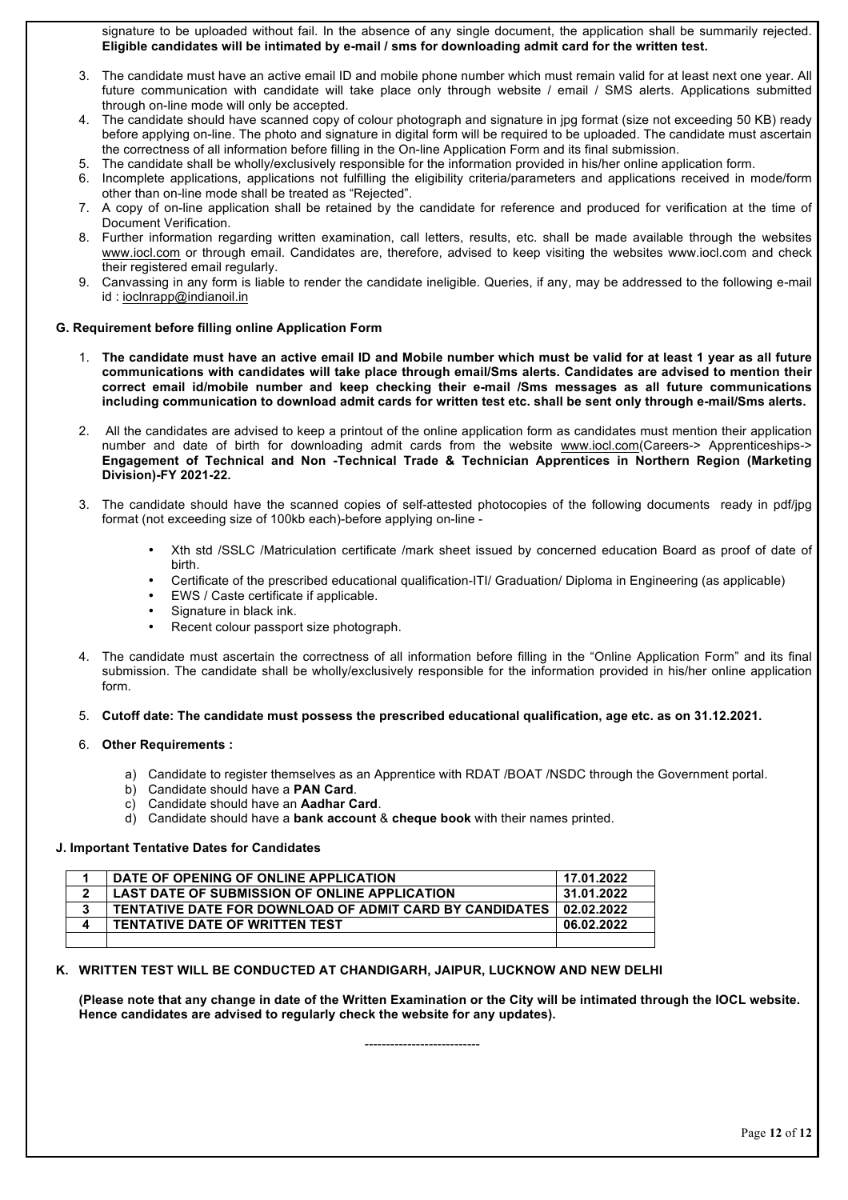signature to be uploaded without fail. In the absence of any single document, the application shall be summarily rejected. **Eligible candidates will be intimated by e-mail / sms for downloading admit card for the written test.**

3. The candidate must have an active email ID and mobile phone number which must remain valid for at least next one year. All future communication with candidate will take place only through website / email / SMS alerts. Applications submitted through on-line mode will only be accepted.
4. The candidate should have scanned copy of colour photograph and signature in jpg format (size not exceeding 50 KB) ready before applying on-line. The photo and signature in digital form will be required to be uploaded. The candidate must ascertain the correctness of all information before filling in the On-line Application Form and its final submission.
5. The candidate shall be wholly/exclusively responsible for the information provided in his/her online application form.
6. Incomplete applications, applications not fulfilling the eligibility criteria/parameters and applications received in mode/form other than on-line mode shall be treated as "Rejected".
7. A copy of on-line application shall be retained by the candidate for reference and produced for verification at the time of Document Verification.
8. Further information regarding written examination, call letters, results, etc. shall be made available through the websites www.iocl.com or through email. Candidates are, therefore, advised to keep visiting the websites www.iocl.com and check their registered email regularly.
9. Canvassing in any form is liable to render the candidate ineligible. Queries, if any, may be addressed to the following e-mail id : ioclnrapp@indianoil.in

**G. Requirement before filling online Application Form**

1. **The candidate must have an active email ID and Mobile number which must be valid for at least 1 year as all future communications with candidates will take place through email/Sms alerts. Candidates are advised to mention their correct email id/mobile number and keep checking their e-mail /Sms messages as all future communications including communication to download admit cards for written test etc. shall be sent only through e-mail/Sms alerts.**

2. All the candidates are advised to keep a printout of the online application form as candidates must mention their application number and date of birth for downloading admit cards from the website www.iocl.com(Careers-> Apprenticeships-> **Engagement of Technical and Non -Technical Trade & Technician Apprentices in Northern Region (Marketing Division)-FY 2021-22.**

3. The candidate should have the scanned copies of self-attested photocopies of the following documents ready in pdf/jpg format (not exceeding size of 100kb each)-before applying on-line -

   - Xth std /SSLC /Matriculation certificate /mark sheet issued by concerned education Board as proof of date of birth.
   - Certificate of the prescribed educational qualification-ITI/ Graduation/ Diploma in Engineering (as applicable)
   - EWS / Caste certificate if applicable.
   - Signature in black ink.
   - Recent colour passport size photograph.

4. The candidate must ascertain the correctness of all information before filling in the "Online Application Form" and its final submission. The candidate shall be wholly/exclusively responsible for the information provided in his/her online application form.

5. **Cutoff date: The candidate must possess the prescribed educational qualification, age etc. as on 31.12.2021.**

6. **Other Requirements :**

   a) Candidate to register themselves as an Apprentice with RDAT /BOAT /NSDC through the Government portal.
   b) Candidate should have a **PAN Card**.
   c) Candidate should have an **Aadhar Card**.
   d) Candidate should have a **bank account** & **cheque book** with their names printed.

**J. Important Tentative Dates for Candidates**

| | | |
|---|---|---|
| **1** | **DATE OF OPENING OF ONLINE APPLICATION** | **17.01.2022** |
| **2** | **LAST DATE OF SUBMISSION OF ONLINE APPLICATION** | **31.01.2022** |
| **3** | **TENTATIVE DATE FOR DOWNLOAD OF ADMIT CARD BY CANDIDATES** | **02.02.2022** |
| **4** | **TENTATIVE DATE OF WRITTEN TEST** | **06.02.2022** |
| | | |

**K. WRITTEN TEST WILL BE CONDUCTED AT CHANDIGARH, JAIPUR, LUCKNOW AND NEW DELHI**

**(Please note that any change in date of the Written Examination or the City will be intimated through the IOCL website. Hence candidates are advised to regularly check the website for any updates).**

---------------------------